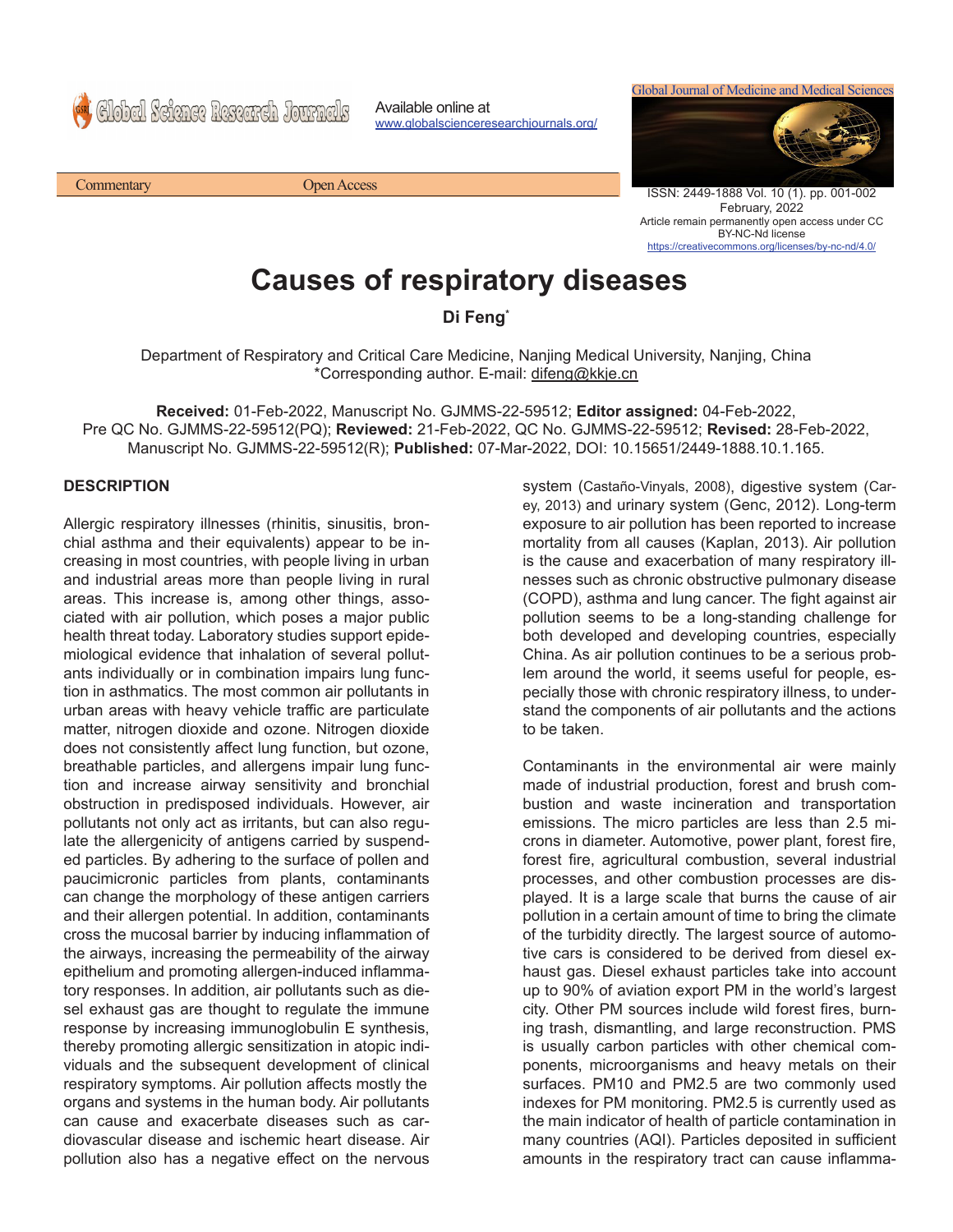Commentary | Open Access

# Causes of respiratory diseases

**Di Feng***

Department of Respiratory and Critical Care Medicine, Nanjing Medical University, Nanjing, China
*Corresponding author. E-mail: difeng@kkje.cn

**Received:** 01-Feb-2022, Manuscript No. GJMMS-22-59512; **Editor assigned:** 04-Feb-2022, Pre QC No. GJMMS-22-59512(PQ); **Reviewed:** 21-Feb-2022, QC No. GJMMS-22-59512; **Revised:** 28-Feb-2022, Manuscript No. GJMMS-22-59512(R); **Published:** 07-Mar-2022, DOI: 10.15651/2449-1888.10.1.165.

## DESCRIPTION

Allergic respiratory illnesses (rhinitis, sinusitis, bronchial asthma and their equivalents) appear to be increasing in most countries, with people living in urban and industrial areas more than people living in rural areas. This increase is, among other things, associated with air pollution, which poses a major public health threat today. Laboratory studies support epidemiological evidence that inhalation of several pollutants individually or in combination impairs lung function in asthmatics. The most common air pollutants in urban areas with heavy vehicle traffic are particulate matter, nitrogen dioxide and ozone. Nitrogen dioxide does not consistently affect lung function, but ozone, breathable particles, and allergens impair lung function and increase airway sensitivity and bronchial obstruction in predisposed individuals. However, air pollutants not only act as irritants, but can also regulate the allergenicity of antigens carried by suspended particles. By adhering to the surface of pollen and paucimicronic particles from plants, contaminants can change the morphology of these antigen carriers and their allergen potential. In addition, contaminants cross the mucosal barrier by inducing inflammation of the airways, increasing the permeability of the airway epithelium and promoting allergen-induced inflammatory responses. In addition, air pollutants such as diesel exhaust gas are thought to regulate the immune response by increasing immunoglobulin E synthesis, thereby promoting allergic sensitization in atopic individuals and the subsequent development of clinical respiratory symptoms. Air pollution affects mostly the organs and systems in the human body. Air pollutants can cause and exacerbate diseases such as cardiovascular disease and ischemic heart disease. Air pollution also has a negative effect on the nervous system (Castaño-Vinyals, 2008), digestive system (Carey, 2013) and urinary system (Genc, 2012). Long-term exposure to air pollution has been reported to increase mortality from all causes (Kaplan, 2013). Air pollution is the cause and exacerbation of many respiratory illnesses such as chronic obstructive pulmonary disease (COPD), asthma and lung cancer. The fight against air pollution seems to be a long-standing challenge for both developed and developing countries, especially China. As air pollution continues to be a serious problem around the world, it seems useful for people, especially those with chronic respiratory illness, to understand the components of air pollutants and the actions to be taken.

Contaminants in the environmental air were mainly made of industrial production, forest and brush combustion and waste incineration and transportation emissions. The micro particles are less than 2.5 microns in diameter. Automotive, power plant, forest fire, forest fire, agricultural combustion, several industrial processes, and other combustion processes are displayed. It is a large scale that burns the cause of air pollution in a certain amount of time to bring the climate of the turbidity directly. The largest source of automotive cars is considered to be derived from diesel exhaust gas. Diesel exhaust particles take into account up to 90% of aviation export PM in the world's largest city. Other PM sources include wild forest fires, burning trash, dismantling, and large reconstruction. PMS is usually carbon particles with other chemical components, microorganisms and heavy metals on their surfaces. PM10 and PM2.5 are two commonly used indexes for PM monitoring. PM2.5 is currently used as the main indicator of health of particle contamination in many countries (AQI). Particles deposited in sufficient amounts in the respiratory tract can cause inflamma-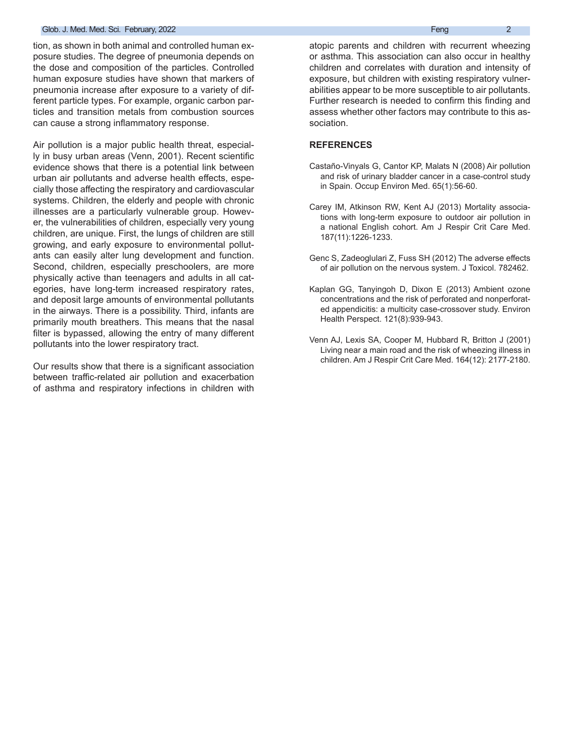tion, as shown in both animal and controlled human exposure studies. The degree of pneumonia depends on the dose and composition of the particles. Controlled human exposure studies have shown that markers of pneumonia increase after exposure to a variety of different particle types. For example, organic carbon particles and transition metals from combustion sources can cause a strong inflammatory response.

Air pollution is a major public health threat, especially in busy urban areas (Venn, 2001). Recent scientific evidence shows that there is a potential link between urban air pollutants and adverse health effects, especially those affecting the respiratory and cardiovascular systems. Children, the elderly and people with chronic illnesses are a particularly vulnerable group. However, the vulnerabilities of children, especially very young children, are unique. First, the lungs of children are still growing, and early exposure to environmental pollutants can easily alter lung development and function. Second, children, especially preschoolers, are more physically active than teenagers and adults in all categories, have long-term increased respiratory rates, and deposit large amounts of environmental pollutants in the airways. There is a possibility. Third, infants are primarily mouth breathers. This means that the nasal filter is bypassed, allowing the entry of many different pollutants into the lower respiratory tract.

Our results show that there is a significant association between traffic-related air pollution and exacerbation of asthma and respiratory infections in children with atopic parents and children with recurrent wheezing or asthma. This association can also occur in healthy children and correlates with duration and intensity of exposure, but children with existing respiratory vulnerabilities appear to be more susceptible to air pollutants. Further research is needed to confirm this finding and assess whether other factors may contribute to this association.

## REFERENCES

Castaño-Vinyals G, Cantor KP, Malats N (2008) Air pollution and risk of urinary bladder cancer in a case-control study in Spain. Occup Environ Med. 65(1):56-60.

Carey IM, Atkinson RW, Kent AJ (2013) Mortality associations with long-term exposure to outdoor air pollution in a national English cohort. Am J Respir Crit Care Med. 187(11):1226-1233.

Genc S, Zadeoglulari Z, Fuss SH (2012) The adverse effects of air pollution on the nervous system. J Toxicol. 782462.

Kaplan GG, Tanyingoh D, Dixon E (2013) Ambient ozone concentrations and the risk of perforated and nonperforated appendicitis: a multicity case-crossover study. Environ Health Perspect. 121(8):939-943.

Venn AJ, Lexis SA, Cooper M, Hubbard R, Britton J (2001) Living near a main road and the risk of wheezing illness in children. Am J Respir Crit Care Med. 164(12): 2177-2180.